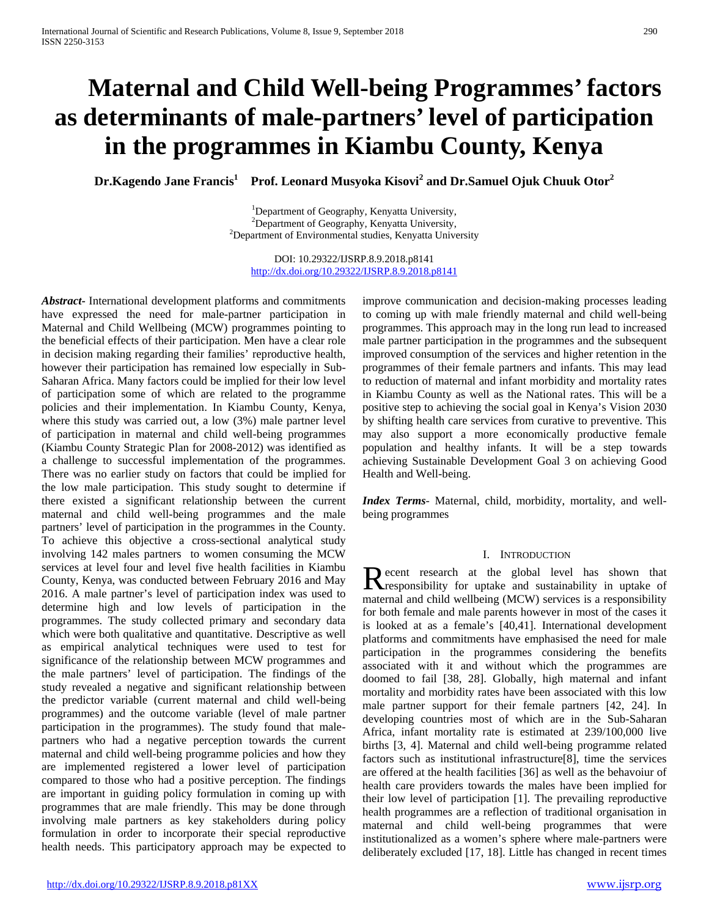# Maternal and Child Well-being Programmes' factors as determinants of male-partners' level of participation in the programmes in Kiambu County, Kenya

**Dr.Kagendo Jane Francis[1] Prof. Leonard Musyoka Kisovi[2] and Dr.Samuel Ojuk Chuuk Otor[2]**

[1]Department of Geography, Kenyatta University,
[2]Department of Geography, Kenyatta University,
[2]Department of Environmental studies, Kenyatta University

DOI: 10.29322/IJSRP.8.9.2018.p8141
http://dx.doi.org/10.29322/IJSRP.8.9.2018.p8141

***Abstract-*** International development platforms and commitments have expressed the need for male-partner participation in Maternal and Child Wellbeing (MCW) programmes pointing to the beneficial effects of their participation. Men have a clear role in decision making regarding their families' reproductive health, however their participation has remained low especially in Sub-Saharan Africa. Many factors could be implied for their low level of participation some of which are related to the programme policies and their implementation. In Kiambu County, Kenya, where this study was carried out, a low (3%) male partner level of participation in maternal and child well-being programmes (Kiambu County Strategic Plan for 2008-2012) was identified as a challenge to successful implementation of the programmes. There was no earlier study on factors that could be implied for the low male participation. This study sought to determine if there existed a significant relationship between the current maternal and child well-being programmes and the male partners' level of participation in the programmes in the County. To achieve this objective a cross-sectional analytical study involving 142 males partners to women consuming the MCW services at level four and level five health facilities in Kiambu County, Kenya, was conducted between February 2016 and May 2016. A male partner's level of participation index was used to determine high and low levels of participation in the programmes. The study collected primary and secondary data which were both qualitative and quantitative. Descriptive as well as empirical analytical techniques were used to test for significance of the relationship between MCW programmes and the male partners' level of participation. The findings of the study revealed a negative and significant relationship between the predictor variable (current maternal and child well-being programmes) and the outcome variable (level of male partner participation in the programmes). The study found that male-partners who had a negative perception towards the current maternal and child well-being programme policies and how they are implemented registered a lower level of participation compared to those who had a positive perception. The findings are important in guiding policy formulation in coming up with programmes that are male friendly. This may be done through involving male partners as key stakeholders during policy formulation in order to incorporate their special reproductive health needs. This participatory approach may be expected to improve communication and decision-making processes leading to coming up with male friendly maternal and child well-being programmes. This approach may in the long run lead to increased male partner participation in the programmes and the subsequent improved consumption of the services and higher retention in the programmes of their female partners and infants. This may lead to reduction of maternal and infant morbidity and mortality rates in Kiambu County as well as the National rates. This will be a positive step to achieving the social goal in Kenya's Vision 2030 by shifting health care services from curative to preventive. This may also support a more economically productive female population and healthy infants. It will be a step towards achieving Sustainable Development Goal 3 on achieving Good Health and Well-being.

***Index Terms-*** Maternal, child, morbidity, mortality, and well-being programmes

## I. Introduction

Recent research at the global level has shown that responsibility for uptake and sustainability in uptake of maternal and child wellbeing (MCW) services is a responsibility for both female and male parents however in most of the cases it is looked at as a female's [40,41]. International development platforms and commitments have emphasised the need for male participation in the programmes considering the benefits associated with it and without which the programmes are doomed to fail [38, 28]. Globally, high maternal and infant mortality and morbidity rates have been associated with this low male partner support for their female partners [42, 24]. In developing countries most of which are in the Sub-Saharan Africa, infant mortality rate is estimated at 239/100,000 live births [3, 4]. Maternal and child well-being programme related factors such as institutional infrastructure[8], time the services are offered at the health facilities [36] as well as the behavoiur of health care providers towards the males have been implied for their low level of participation [1]. The prevailing reproductive health programmes are a reflection of traditional organisation in maternal and child well-being programmes that were institutionalized as a women's sphere where male-partners were deliberately excluded [17, 18]. Little has changed in recent times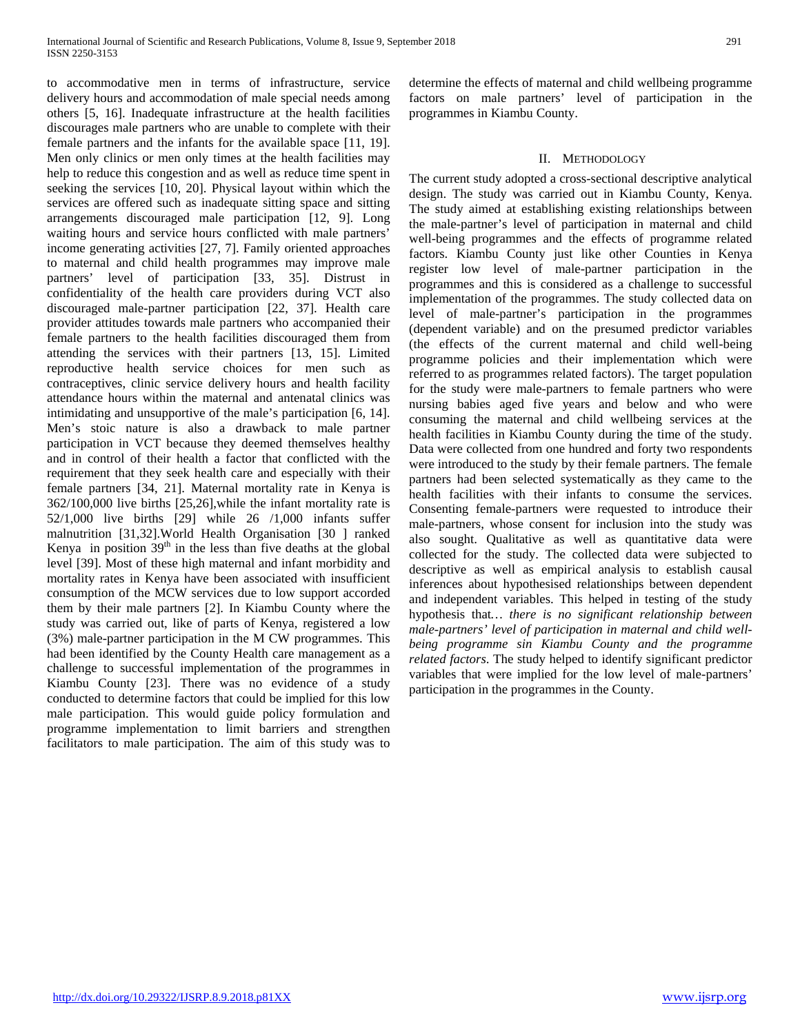to accommodative men in terms of infrastructure, service delivery hours and accommodation of male special needs among others [5, 16]. Inadequate infrastructure at the health facilities discourages male partners who are unable to complete with their female partners and the infants for the available space [11, 19]. Men only clinics or men only times at the health facilities may help to reduce this congestion and as well as reduce time spent in seeking the services [10, 20]. Physical layout within which the services are offered such as inadequate sitting space and sitting arrangements discouraged male participation [12, 9]. Long waiting hours and service hours conflicted with male partners' income generating activities [27, 7]. Family oriented approaches to maternal and child health programmes may improve male partners' level of participation [33, 35]. Distrust in confidentiality of the health care providers during VCT also discouraged male-partner participation [22, 37]. Health care provider attitudes towards male partners who accompanied their female partners to the health facilities discouraged them from attending the services with their partners [13, 15]. Limited reproductive health service choices for men such as contraceptives, clinic service delivery hours and health facility attendance hours within the maternal and antenatal clinics was intimidating and unsupportive of the male's participation [6, 14]. Men's stoic nature is also a drawback to male partner participation in VCT because they deemed themselves healthy and in control of their health a factor that conflicted with the requirement that they seek health care and especially with their female partners [34, 21]. Maternal mortality rate in Kenya is 362/100,000 live births [25,26],while the infant mortality rate is 52/1,000 live births [29] while 26 /1,000 infants suffer malnutrition [31,32].World Health Organisation [30 ] ranked Kenya in position 39th in the less than five deaths at the global level [39]. Most of these high maternal and infant morbidity and mortality rates in Kenya have been associated with insufficient consumption of the MCW services due to low support accorded them by their male partners [2]. In Kiambu County where the study was carried out, like of parts of Kenya, registered a low (3%) male-partner participation in the M CW programmes. This had been identified by the County Health care management as a challenge to successful implementation of the programmes in Kiambu County [23]. There was no evidence of a study conducted to determine factors that could be implied for this low male participation. This would guide policy formulation and programme implementation to limit barriers and strengthen facilitators to male participation. The aim of this study was to determine the effects of maternal and child wellbeing programme factors on male partners' level of participation in the programmes in Kiambu County.

## II. Methodology

The current study adopted a cross-sectional descriptive analytical design. The study was carried out in Kiambu County, Kenya. The study aimed at establishing existing relationships between the male-partner's level of participation in maternal and child well-being programmes and the effects of programme related factors. Kiambu County just like other Counties in Kenya register low level of male-partner participation in the programmes and this is considered as a challenge to successful implementation of the programmes. The study collected data on level of male-partner's participation in the programmes (dependent variable) and on the presumed predictor variables (the effects of the current maternal and child well-being programme policies and their implementation which were referred to as programmes related factors). The target population for the study were male-partners to female partners who were nursing babies aged five years and below and who were consuming the maternal and child wellbeing services at the health facilities in Kiambu County during the time of the study. Data were collected from one hundred and forty two respondents were introduced to the study by their female partners. The female partners had been selected systematically as they came to the health facilities with their infants to consume the services. Consenting female-partners were requested to introduce their male-partners, whose consent for inclusion into the study was also sought. Qualitative as well as quantitative data were collected for the study. The collected data were subjected to descriptive as well as empirical analysis to establish causal inferences about hypothesised relationships between dependent and independent variables. This helped in testing of the study hypothesis that… *there is no significant relationship between male-partners' level of participation in maternal and child well-being programme sin Kiambu County and the programme related factors*. The study helped to identify significant predictor variables that were implied for the low level of male-partners' participation in the programmes in the County.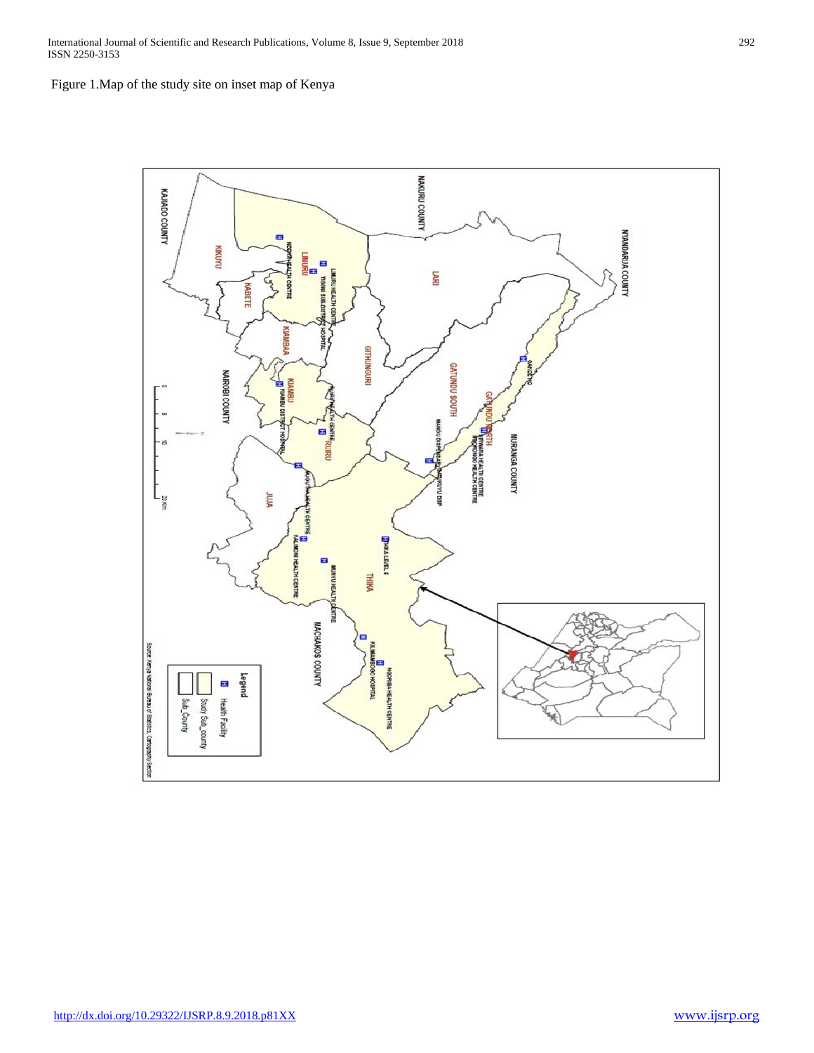Figure 1.Map of the study site on inset map of Kenya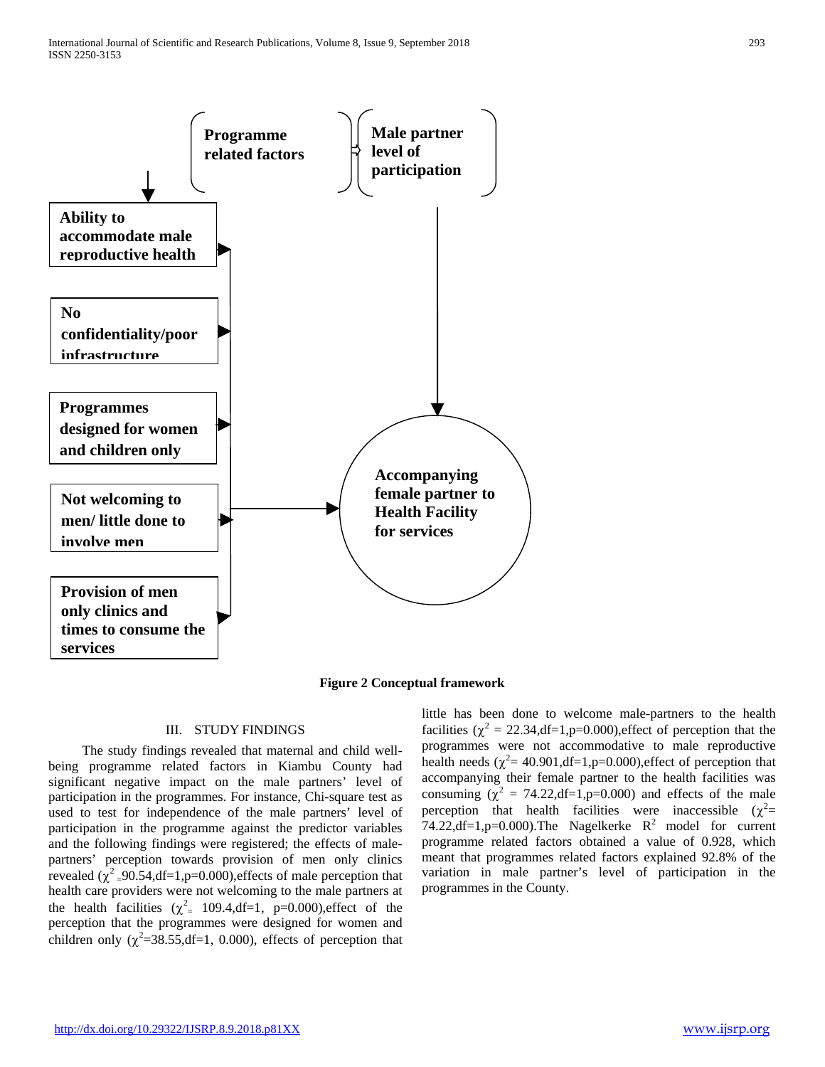Programme related factors

Male partner level of participation

Ability to accommodate male reproductive health

No confidentiality/poor infrastructure

Programmes designed for women and children only

Not welcoming to men/ little done to involve men

Provision of men only clinics and times to consume the services

Accompanying female partner to Health Facility for services

**Figure 2 Conceptual framework**

## III. STUDY FINDINGS

The study findings revealed that maternal and child well-being programme related factors in Kiambu County had significant negative impact on the male partners' level of participation in the programmes. For instance, Chi-square test as used to test for independence of the male partners' level of participation in the programme against the predictor variables and the following findings were registered; the effects of male-partners' perception towards provision of men only clinics revealed ($\chi^2$=90.54,df=1,p=0.000),effects of male perception that health care providers were not welcoming to the male partners at the health facilities ($\chi^2$= 109.4,df=1, p=0.000),effect of the perception that the programmes were designed for women and children only ($\chi^2$=38.55,df=1, 0.000), effects of perception that little has been done to welcome male-partners to the health facilities ($\chi^2$ = 22.34,df=1,p=0.000),effect of perception that the programmes were not accommodative to male reproductive health needs ($\chi^2$= 40.901,df=1,p=0.000),effect of perception that accompanying their female partner to the health facilities was consuming ($\chi^2$ = 74.22,df=1,p=0.000) and effects of the male perception that health facilities were inaccessible ($\chi^2$= 74.22,df=1,p=0.000).The Nagelkerke $R^2$ model for current programme related factors obtained a value of 0.928, which meant that programmes related factors explained 92.8% of the variation in male partner's level of participation in the programmes in the County.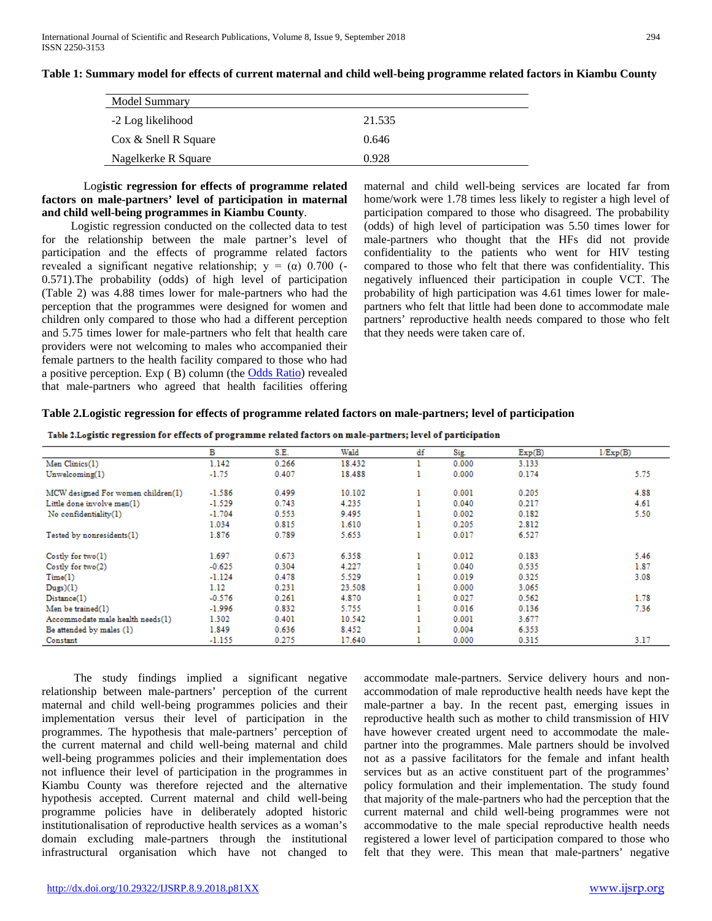**Table 1: Summary model for effects of current maternal and child well-being programme related factors in Kiambu County**

| Model Summary | |
|---|---|
| -2 Log likelihood | 21.535 |
| Cox & Snell R Square | 0.646 |
| Nagelkerke R Square | 0.928 |

**Logistic regression for effects of programme related factors on male-partners' level of participation in maternal and child well-being programmes in Kiambu County**.

Logistic regression conducted on the collected data to test for the relationship between the male partner's level of participation and the effects of programme related factors revealed a significant negative relationship; y = (α) 0.700 (-0.571).The probability (odds) of high level of participation (Table 2) was 4.88 times lower for male-partners who had the perception that the programmes were designed for women and children only compared to those who had a different perception and 5.75 times lower for male-partners who felt that health care providers were not welcoming to males who accompanied their female partners to the health facility compared to those who had a positive perception. Exp ( B) column (the Odds Ratio) revealed that male-partners who agreed that health facilities offering maternal and child well-being services are located far from home/work were 1.78 times less likely to register a high level of participation compared to those who disagreed. The probability (odds) of high level of participation was 5.50 times lower for male-partners who thought that the HFs did not provide confidentiality to the patients who went for HIV testing compared to those who felt that there was confidentiality. This negatively influenced their participation in couple VCT. The probability of high participation was 4.61 times lower for male-partners who felt that little had been done to accommodate male partners' reproductive health needs compared to those who felt that they needs were taken care of.

**Table 2.Logistic regression for effects of programme related factors on male-partners; level of participation**

| | B | S.E. | Wald | df | Sig. | Exp(B) | 1/Exp(B) |
|---|---|---|---|---|---|---|---|
| Men Clinics(1) | 1.142 | 0.266 | 18.432 | 1 | 0.000 | 3.133 | |
| Unwelcoming(1) | -1.75 | 0.407 | 18.488 | 1 | 0.000 | 0.174 | 5.75 |
| MCW designed For women children(1) | -1.586 | 0.499 | 10.102 | 1 | 0.001 | 0.205 | 4.88 |
| Little done involve men(1) | -1.529 | 0.743 | 4.235 | 1 | 0.040 | 0.217 | 4.61 |
| No confidentiality(1) | -1.704 | 0.553 | 9.495 | 1 | 0.002 | 0.182 | 5.50 |
| | 1.034 | 0.815 | 1.610 | 1 | 0.205 | 2.812 | |
| Tested by nonresidents(1) | 1.876 | 0.789 | 5.653 | 1 | 0.017 | 6.527 | |
| Costly for two(1) | 1.697 | 0.673 | 6.358 | 1 | 0.012 | 0.183 | 5.46 |
| Costly for two(2) | -0.625 | 0.304 | 4.227 | 1 | 0.040 | 0.535 | 1.87 |
| Time(1) | -1.124 | 0.478 | 5.529 | 1 | 0.019 | 0.325 | 3.08 |
| Dugs)(1) | 1.12 | 0.231 | 23.508 | 1 | 0.000 | 3.065 | |
| Distance(1) | -0.576 | 0.261 | 4.870 | 1 | 0.027 | 0.562 | 1.78 |
| Men be trained(1) | -1.996 | 0.832 | 5.755 | 1 | 0.016 | 0.136 | 7.36 |
| Accommodate male health needs(1) | 1.302 | 0.401 | 10.542 | 1 | 0.001 | 3.677 | |
| Be attended by males (1) | 1.849 | 0.636 | 8.452 | 1 | 0.004 | 6.353 | |
| Constant | -1.155 | 0.275 | 17.640 | 1 | 0.000 | 0.315 | 3.17 |

The study findings implied a significant negative relationship between male-partners' perception of the current maternal and child well-being programmes policies and their implementation versus their level of participation in the programmes. The hypothesis that male-partners' perception of the current maternal and child well-being programmes policies and their implementation does not influence their level of participation in the programmes in Kiambu County was therefore rejected and the alternative hypothesis accepted. Current maternal and child well-being programme policies have in deliberately adopted historic institutionalisation of reproductive health services as a woman's domain excluding male-partners through the institutional infrastructural organisation which have not changed to accommodate male-partners. Service delivery hours and non-accommodation of male reproductive health needs have kept the male-partner a bay. In the recent past, emerging issues in reproductive health such as mother to child transmission of HIV have however created urgent need to accommodate the male-partner into the programmes. Male partners should be involved not as a passive facilitators for the female and infant health services but as an active constituent part of the programmes' policy formulation and their implementation. The study found that majority of the male-partners who had the perception that the current maternal and child well-being programmes were not accommodative to the male special reproductive health needs registered a lower level of participation compared to those who felt that they were. This mean that male-partners' negative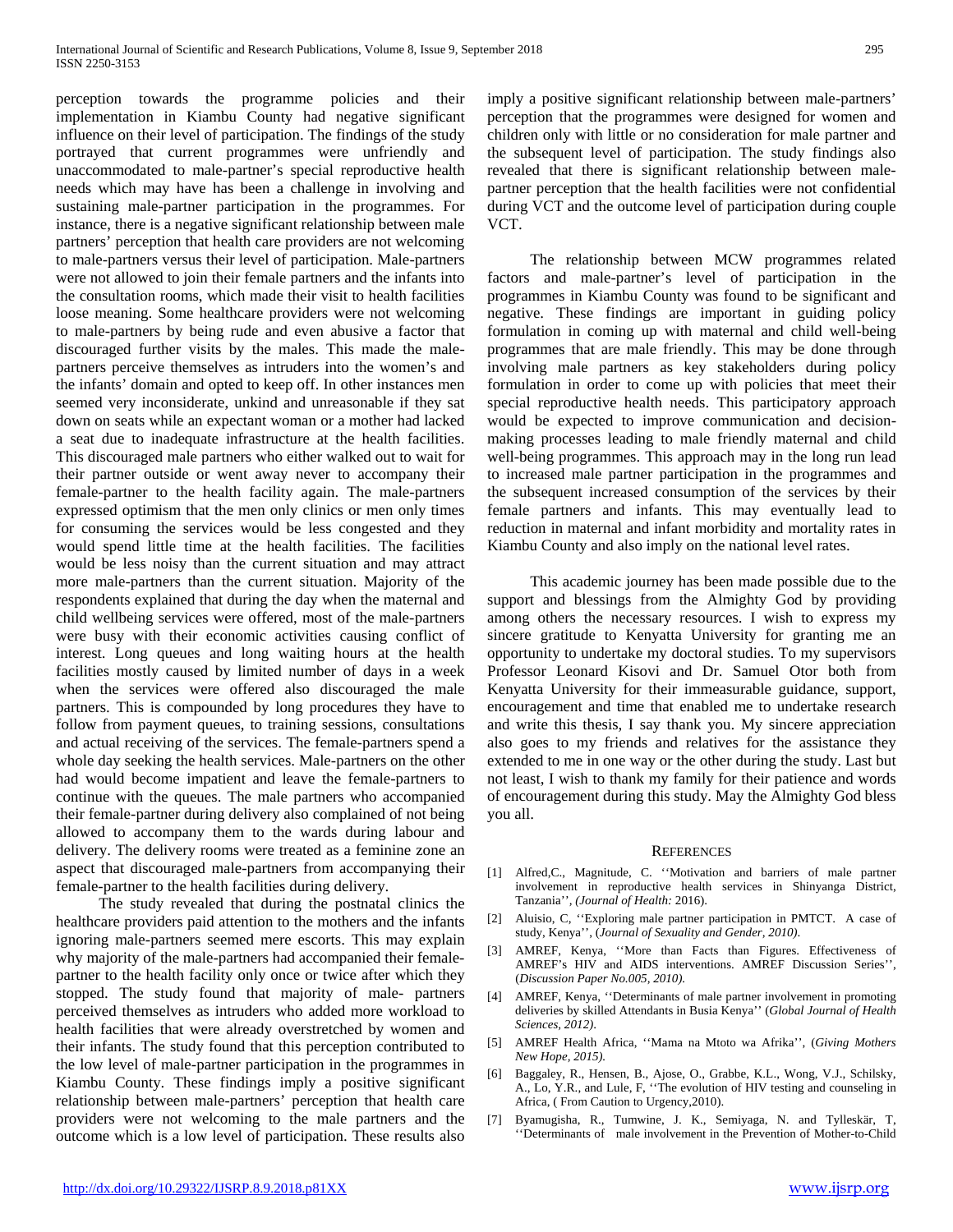perception towards the programme policies and their implementation in Kiambu County had negative significant influence on their level of participation. The findings of the study portrayed that current programmes were unfriendly and unaccommodated to male-partner's special reproductive health needs which may have has been a challenge in involving and sustaining male-partner participation in the programmes. For instance, there is a negative significant relationship between male partners' perception that health care providers are not welcoming to male-partners versus their level of participation. Male-partners were not allowed to join their female partners and the infants into the consultation rooms, which made their visit to health facilities loose meaning. Some healthcare providers were not welcoming to male-partners by being rude and even abusive a factor that discouraged further visits by the males. This made the male-partners perceive themselves as intruders into the women's and the infants' domain and opted to keep off. In other instances men seemed very inconsiderate, unkind and unreasonable if they sat down on seats while an expectant woman or a mother had lacked a seat due to inadequate infrastructure at the health facilities. This discouraged male partners who either walked out to wait for their partner outside or went away never to accompany their female-partner to the health facility again. The male-partners expressed optimism that the men only clinics or men only times for consuming the services would be less congested and they would spend little time at the health facilities. The facilities would be less noisy than the current situation and may attract more male-partners than the current situation. Majority of the respondents explained that during the day when the maternal and child wellbeing services were offered, most of the male-partners were busy with their economic activities causing conflict of interest. Long queues and long waiting hours at the health facilities mostly caused by limited number of days in a week when the services were offered also discouraged the male partners. This is compounded by long procedures they have to follow from payment queues, to training sessions, consultations and actual receiving of the services. The female-partners spend a whole day seeking the health services. Male-partners on the other had would become impatient and leave the female-partners to continue with the queues. The male partners who accompanied their female-partner during delivery also complained of not being allowed to accompany them to the wards during labour and delivery. The delivery rooms were treated as a feminine zone an aspect that discouraged male-partners from accompanying their female-partner to the health facilities during delivery.

The study revealed that during the postnatal clinics the healthcare providers paid attention to the mothers and the infants ignoring male-partners seemed mere escorts. This may explain why majority of the male-partners had accompanied their female-partner to the health facility only once or twice after which they stopped. The study found that majority of male- partners perceived themselves as intruders who added more workload to health facilities that were already overstretched by women and their infants. The study found that this perception contributed to the low level of male-partner participation in the programmes in Kiambu County. These findings imply a positive significant relationship between male-partners' perception that health care providers were not welcoming to the male partners and the outcome which is a low level of participation. These results also imply a positive significant relationship between male-partners' perception that the programmes were designed for women and children only with little or no consideration for male partner and the subsequent level of participation. The study findings also revealed that there is significant relationship between male-partner perception that the health facilities were not confidential during VCT and the outcome level of participation during couple VCT.

The relationship between MCW programmes related factors and male-partner's level of participation in the programmes in Kiambu County was found to be significant and negative. These findings are important in guiding policy formulation in coming up with maternal and child well-being programmes that are male friendly. This may be done through involving male partners as key stakeholders during policy formulation in order to come up with policies that meet their special reproductive health needs. This participatory approach would be expected to improve communication and decision-making processes leading to male friendly maternal and child well-being programmes. This approach may in the long run lead to increased male partner participation in the programmes and the subsequent increased consumption of the services by their female partners and infants. This may eventually lead to reduction in maternal and infant morbidity and mortality rates in Kiambu County and also imply on the national level rates.

This academic journey has been made possible due to the support and blessings from the Almighty God by providing among others the necessary resources. I wish to express my sincere gratitude to Kenyatta University for granting me an opportunity to undertake my doctoral studies. To my supervisors Professor Leonard Kisovi and Dr. Samuel Otor both from Kenyatta University for their immeasurable guidance, support, encouragement and time that enabled me to undertake research and write this thesis, I say thank you. My sincere appreciation also goes to my friends and relatives for the assistance they extended to me in one way or the other during the study. Last but not least, I wish to thank my family for their patience and words of encouragement during this study. May the Almighty God bless you all.

## References

[1] Alfred,C., Magnitude, C. ''Motivation and barriers of male partner involvement in reproductive health services in Shinyanga District, Tanzania'', *(Journal of Health:* 2016).

[2] Aluisio, C, ''Exploring male partner participation in PMTCT. A case of study, Kenya'', (*Journal of Sexuality and Gender, 2010).*

[3] AMREF, Kenya, ''More than Facts than Figures. Effectiveness of AMREF's HIV and AIDS interventions. AMREF Discussion Series'', (*Discussion Paper No.005, 2010).*

[4] AMREF, Kenya, ''Determinants of male partner involvement in promoting deliveries by skilled Attendants in Busia Kenya'' (*Global Journal of Health Sciences, 2012).*

[5] AMREF Health Africa, ''Mama na Mtoto wa Afrika'', (*Giving Mothers New Hope, 2015).*

[6] Baggaley, R., Hensen, B., Ajose, O., Grabbe, K.L., Wong, V.J., Schilsky, A., Lo, Y.R., and Lule, F, ''The evolution of HIV testing and counseling in Africa, ( From Caution to Urgency,2010).

[7] Byamugisha, R., Tumwine, J. K., Semiyaga, N. and Tylleskär, T, ''Determinants of male involvement in the Prevention of Mother-to-Child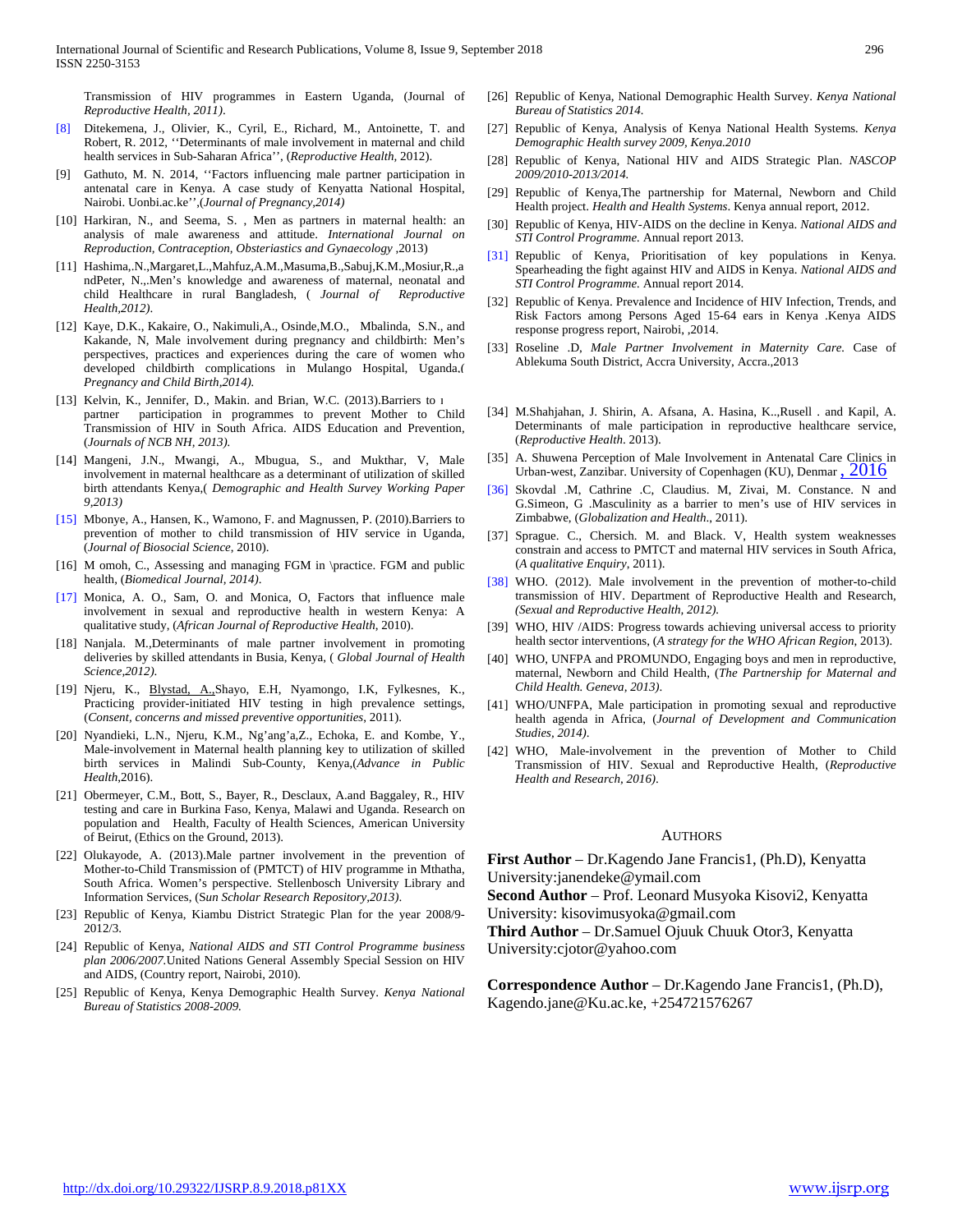Transmission of HIV programmes in Eastern Uganda, (Journal of *Reproductive Health, 2011)*.

[8] Ditekemena, J., Olivier, K., Cyril, E., Richard, M., Antoinette, T. and Robert, R. 2012, ''Determinants of male involvement in maternal and child health services in Sub-Saharan Africa'', (*Reproductive Health*, 2012).

[9] Gathuto, M. N. 2014, ''Factors influencing male partner participation in antenatal care in Kenya. A case study of Kenyatta National Hospital, Nairobi. Uonbi.ac.ke'',(*Journal of Pregnancy,2014)*

[10] Harkiran, N., and Seema, S. , Men as partners in maternal health: an analysis of male awareness and attitude. *International Journal on Reproduction, Contraception, Obsteriastics and Gynaecology* ,2013)

[11] Hashima,.N.,Margaret,L.,Mahfuz,A.M.,Masuma,B.,Sabuj,K.M.,Mosiur,R.,andPeter, N.,.Men's knowledge and awareness of maternal, neonatal and child Healthcare in rural Bangladesh, ( *Journal of Reproductive Health,2012)*.

[12] Kaye, D.K., Kakaire, O., Nakimuli,A., Osinde,M.O., Mbalinda, S.N., and Kakande, N, Male involvement during pregnancy and childbirth: Men's perspectives, practices and experiences during the care of women who developed childbirth complications in Mulango Hospital, Uganda,( *Pregnancy and Child Birth,2014).*

[13] Kelvin, K., Jennifer, D., Makin. and Brian, W.C. (2013).Barriers to ı partner participation in programmes to prevent Mother to Child Transmission of HIV in South Africa. AIDS Education and Prevention, (*Journals of NCB NH, 2013).*

[14] Mangeni, J.N., Mwangi, A., Mbugua, S., and Mukthar, V, Male involvement in maternal healthcare as a determinant of utilization of skilled birth attendants Kenya,( *Demographic and Health Survey Working Paper 9,2013)*

[15] Mbonye, A., Hansen, K., Wamono, F. and Magnussen, P. (2010).Barriers to prevention of mother to child transmission of HIV service in Uganda, (*Journal of Biosocial Science*, 2010).

[16] M omoh, C., Assessing and managing FGM in \practice. FGM and public health, (*Biomedical Journal, 2014)*.

[17] Monica, A. O., Sam, O. and Monica, O, Factors that influence male involvement in sexual and reproductive health in western Kenya: A qualitative study, (*African Journal of Reproductive Health*, 2010).

[18] Nanjala. M.,Determinants of male partner involvement in promoting deliveries by skilled attendants in Busia, Kenya, ( *Global Journal of Health Science,2012).*

[19] Njeru, K., Blystad, A.,Shayo, E.H, Nyamongo, I.K, Fylkesnes, K., Practicing provider-initiated HIV testing in high prevalence settings, (*Consent, concerns and missed preventive opportunities*, 2011).

[20] Nyandieki, L.N., Njeru, K.M., Ng'ang'a,Z., Echoka, E. and Kombe, Y., Male-involvement in Maternal health planning key to utilization of skilled birth services in Malindi Sub-County, Kenya,(*Advance in Public Health*,2016).

[21] Obermeyer, C.M., Bott, S., Bayer, R., Desclaux, A.and Baggaley, R., HIV testing and care in Burkina Faso, Kenya, Malawi and Uganda. Research on population and Health, Faculty of Health Sciences, American University of Beirut, (Ethics on the Ground, 2013).

[22] Olukayode, A. (2013).Male partner involvement in the prevention of Mother-to-Child Transmission of (PMTCT) of HIV programme in Mthatha, South Africa. Women's perspective. Stellenbosch University Library and Information Services, (S*un Scholar Research Repository,2013)*.

[23] Republic of Kenya, Kiambu District Strategic Plan for the year 2008/9-2012/3.

[24] Republic of Kenya, *National AIDS and STI Control Programme business plan 2006/2007.*United Nations General Assembly Special Session on HIV and AIDS, (Country report, Nairobi, 2010).

[25] Republic of Kenya, Kenya Demographic Health Survey. *Kenya National Bureau of Statistics 2008-2009.*

[26] Republic of Kenya, National Demographic Health Survey. *Kenya National Bureau of Statistics 2014.*

[27] Republic of Kenya, Analysis of Kenya National Health Systems. *Kenya Demographic Health survey 2009, Kenya.2010*

[28] Republic of Kenya, National HIV and AIDS Strategic Plan. *NASCOP 2009/2010-2013/2014.*

[29] Republic of Kenya,The partnership for Maternal, Newborn and Child Health project. *Health and Health Systems*. Kenya annual report, 2012.

[30] Republic of Kenya, HIV-AIDS on the decline in Kenya. *National AIDS and STI Control Programme.* Annual report 2013.

[31] Republic of Kenya, Prioritisation of key populations in Kenya. Spearheading the fight against HIV and AIDS in Kenya. *National AIDS and STI Control Programme.* Annual report 2014.

[32] Republic of Kenya. Prevalence and Incidence of HIV Infection, Trends, and Risk Factors among Persons Aged 15-64 ears in Kenya .Kenya AIDS response progress report, Nairobi, ,2014.

[33] Roseline .D, *Male Partner Involvement in Maternity Care.* Case of Ablekuma South District, Accra University, Accra.,2013

[34] M.Shahjahan, J. Shirin, A. Afsana, A. Hasina, K..,Rusell . and Kapil, A. Determinants of male participation in reproductive healthcare service, (*Reproductive Health*. 2013).

[35] A. Shuwena Perception of Male Involvement in Antenatal Care Clinics in Urban-west, Zanzibar. University of Copenhagen (KU), Denmar , 2016

[36] Skovdal .M, Cathrine .C, Claudius. M, Zivai, M. Constance. N and G.Simeon, G .Masculinity as a barrier to men's use of HIV services in Zimbabwe, (*Globalization and Health*., 2011).

[37] Sprague. C., Chersich. M. and Black. V, Health system weaknesses constrain and access to PMTCT and maternal HIV services in South Africa, (*A qualitative Enquiry*, 2011).

[38] WHO. (2012). Male involvement in the prevention of mother-to-child transmission of HIV. Department of Reproductive Health and Research, *(Sexual and Reproductive Health, 2012).*

[39] WHO, HIV /AIDS: Progress towards achieving universal access to priority health sector interventions, (*A strategy for the WHO African Region*, 2013).

[40] WHO, UNFPA and PROMUNDO, Engaging boys and men in reproductive, maternal, Newborn and Child Health, (*The Partnership for Maternal and Child Health. Geneva, 2013)*.

[41] WHO/UNFPA, Male participation in promoting sexual and reproductive health agenda in Africa, (*Journal of Development and Communication Studies, 2014)*.

[42] WHO, Male-involvement in the prevention of Mother to Child Transmission of HIV. Sexual and Reproductive Health, (*Reproductive Health and Research, 2016)*.

## AUTHORS

**First Author** – Dr.Kagendo Jane Francis1, (Ph.D), Kenyatta University:janendeke@ymail.com

**Second Author** – Prof. Leonard Musyoka Kisovi2, Kenyatta University: kisovimusyoka@gmail.com

**Third Author** – Dr.Samuel Ojuuk Chuuk Otor3, Kenyatta University:cjotor@yahoo.com

**Correspondence Author** – Dr.Kagendo Jane Francis1, (Ph.D), Kagendo.jane@Ku.ac.ke, +254721576267